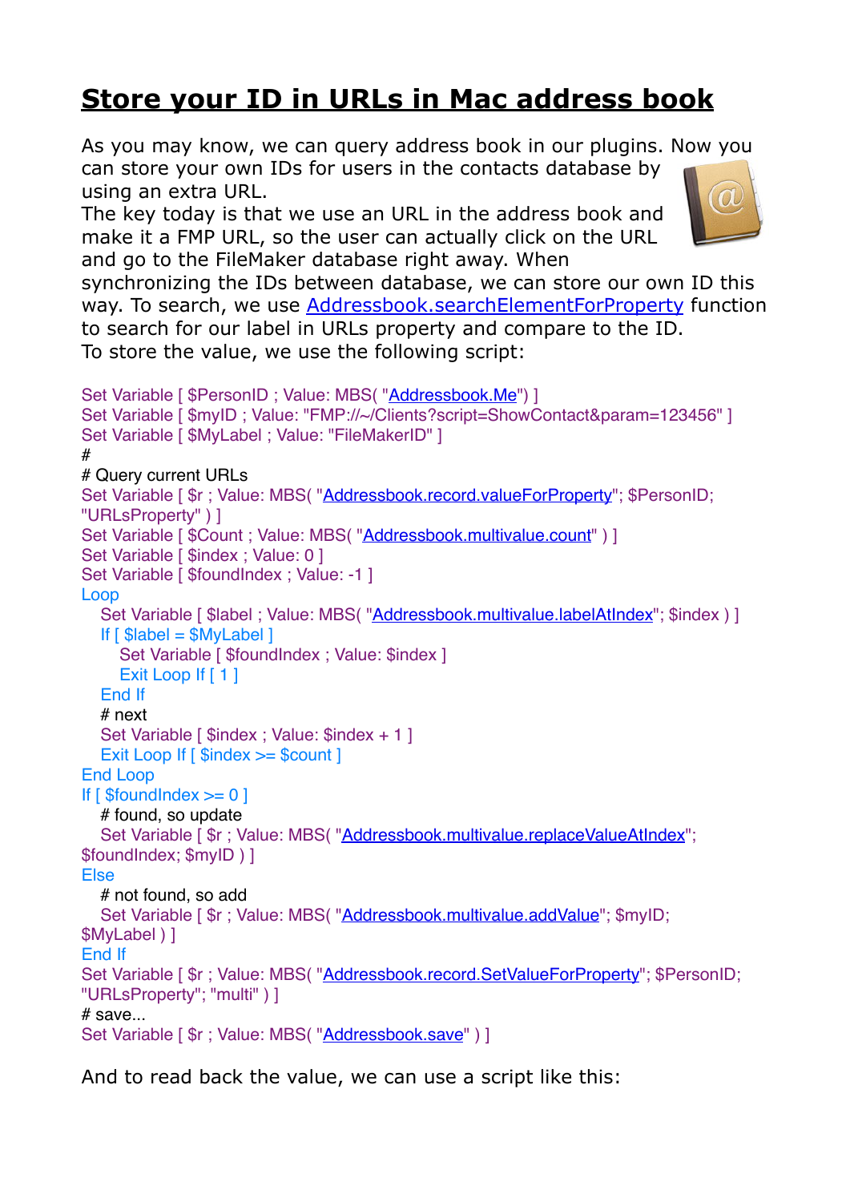# Store your ID in URLs in Mac address book

As you may know, we can query address book in our plugins. Now you can store your own IDs for users in the contacts database by using an extra URL.
The key today is that we use an URL in the address book and make it a FMP URL, so the user can actually click on the URL and go to the FileMaker database right away. When synchronizing the IDs between database, we can store our own ID this way. To search, we use Addressbook.searchElementForProperty function to search for our label in URLs property and compare to the ID.
To store the value, we use the following script:

```
Set Variable [ $PersonID ; Value: MBS( "Addressbook.Me") ]
Set Variable [ $myID ; Value: "FMP://~/Clients?script=ShowContact&param=123456" ]
Set Variable [ $MyLabel ; Value: "FileMakerID" ]
#
# Query current URLs
Set Variable [ $r ; Value: MBS( "Addressbook.record.valueForProperty"; $PersonID;
"URLsProperty" ) ]
Set Variable [ $Count ; Value: MBS( "Addressbook.multivalue.count" ) ]
Set Variable [ $index ; Value: 0 ]
Set Variable [ $foundIndex ; Value: -1 ]
Loop
   Set Variable [ $label ; Value: MBS( "Addressbook.multivalue.labelAtIndex"; $index ) ]
   If [ $label = $MyLabel ]
      Set Variable [ $foundIndex ; Value: $index ]
      Exit Loop If [ 1 ]
   End If
   # next
   Set Variable [ $index ; Value: $index + 1 ]
   Exit Loop If [ $index >= $count ]
End Loop
If [ $foundIndex >= 0 ]
   # found, so update
   Set Variable [ $r ; Value: MBS( "Addressbook.multivalue.replaceValueAtIndex";
$foundIndex; $myID ) ]
Else
   # not found, so add
   Set Variable [ $r ; Value: MBS( "Addressbook.multivalue.addValue"; $myID;
$MyLabel ) ]
End If
Set Variable [ $r ; Value: MBS( "Addressbook.record.SetValueForProperty"; $PersonID;
"URLsProperty"; "multi" ) ]
# save...
Set Variable [ $r ; Value: MBS( "Addressbook.save" ) ]
```

And to read back the value, we can use a script like this: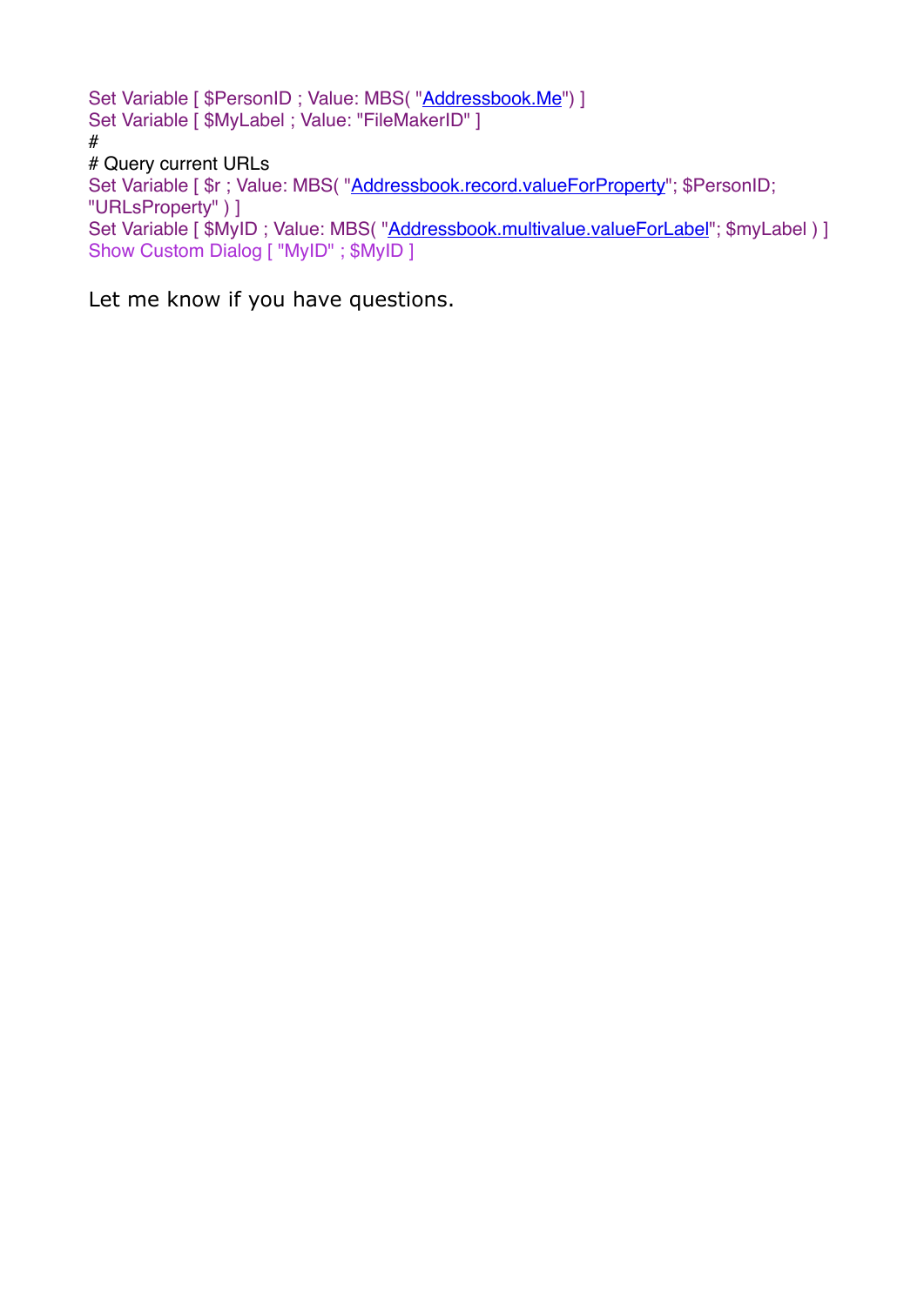```
Set Variable [ $PersonID ; Value: MBS( "Addressbook.Me") ]
Set Variable [ $MyLabel ; Value: "FileMakerID" ]
#
# Query current URLs
Set Variable [ $r ; Value: MBS( "Addressbook.record.valueForProperty"; $PersonID; "URLsProperty" ) ]
Set Variable [ $MyID ; Value: MBS( "Addressbook.multivalue.valueForLabel"; $myLabel ) ]
Show Custom Dialog [ "MyID" ; $MyID ]
```

Let me know if you have questions.